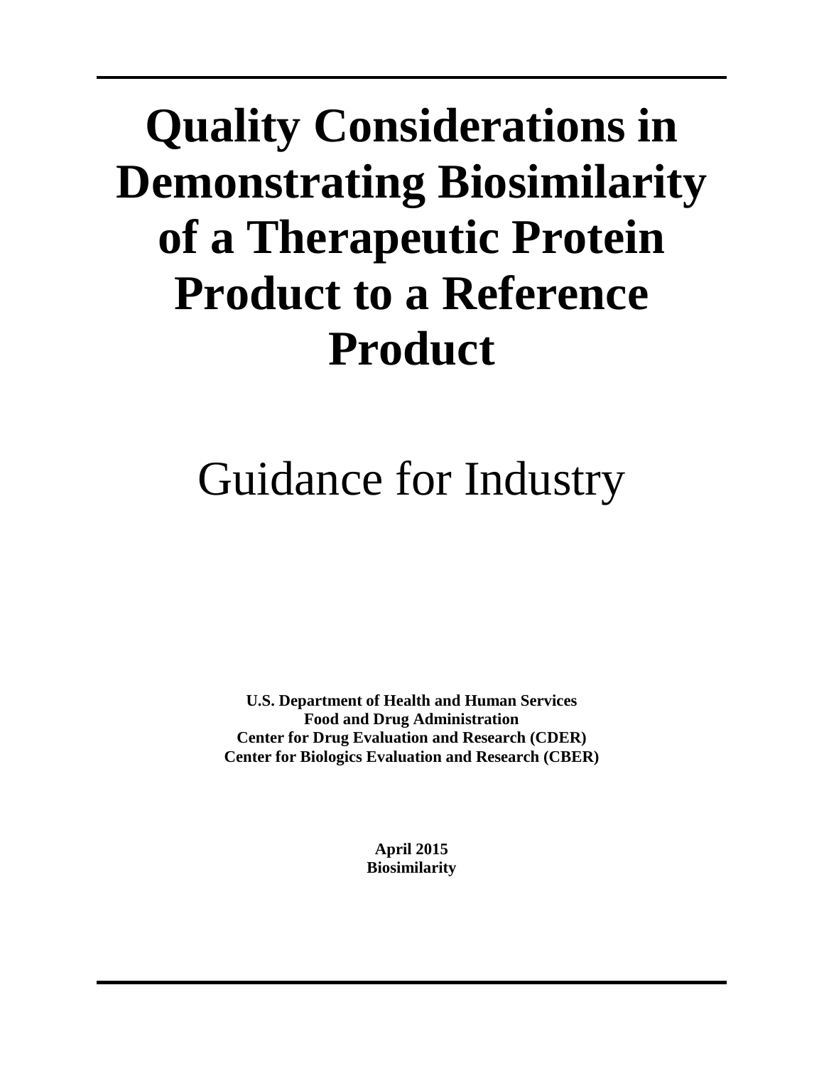# Quality Considerations in Demonstrating Biosimilarity of a Therapeutic Protein Product to a Reference Product

## Guidance for Industry

**U.S. Department of Health and Human Services**
**Food and Drug Administration**
**Center for Drug Evaluation and Research (CDER)**
**Center for Biologics Evaluation and Research (CBER)**

**April 2015**
**Biosimilarity**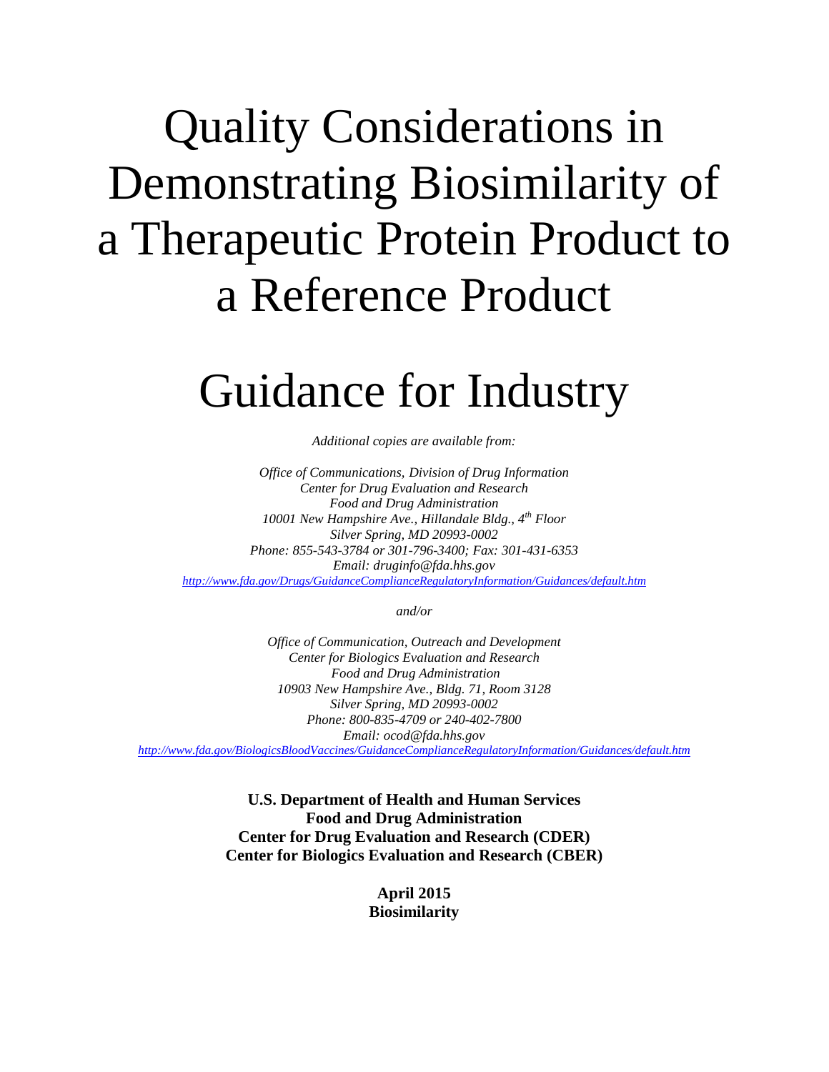# Quality Considerations in Demonstrating Biosimilarity of a Therapeutic Protein Product to a Reference Product

# Guidance for Industry

*Additional copies are available from:*

*Office of Communications, Division of Drug Information*
*Center for Drug Evaluation and Research*
*Food and Drug Administration*
*10001 New Hampshire Ave., Hillandale Bldg., 4th Floor*
*Silver Spring, MD 20993-0002*
*Phone: 855-543-3784 or 301-796-3400; Fax: 301-431-6353*
*Email: druginfo@fda.hhs.gov*
*http://www.fda.gov/Drugs/GuidanceComplianceRegulatoryInformation/Guidances/default.htm*

*and/or*

*Office of Communication, Outreach and Development*
*Center for Biologics Evaluation and Research*
*Food and Drug Administration*
*10903 New Hampshire Ave., Bldg. 71, Room 3128*
*Silver Spring, MD 20993-0002*
*Phone: 800-835-4709 or 240-402-7800*
*Email: ocod@fda.hhs.gov*
*http://www.fda.gov/BiologicsBloodVaccines/GuidanceComplianceRegulatoryInformation/Guidances/default.htm*

**U.S. Department of Health and Human Services**
**Food and Drug Administration**
**Center for Drug Evaluation and Research (CDER)**
**Center for Biologics Evaluation and Research (CBER)**

**April 2015**
**Biosimilarity**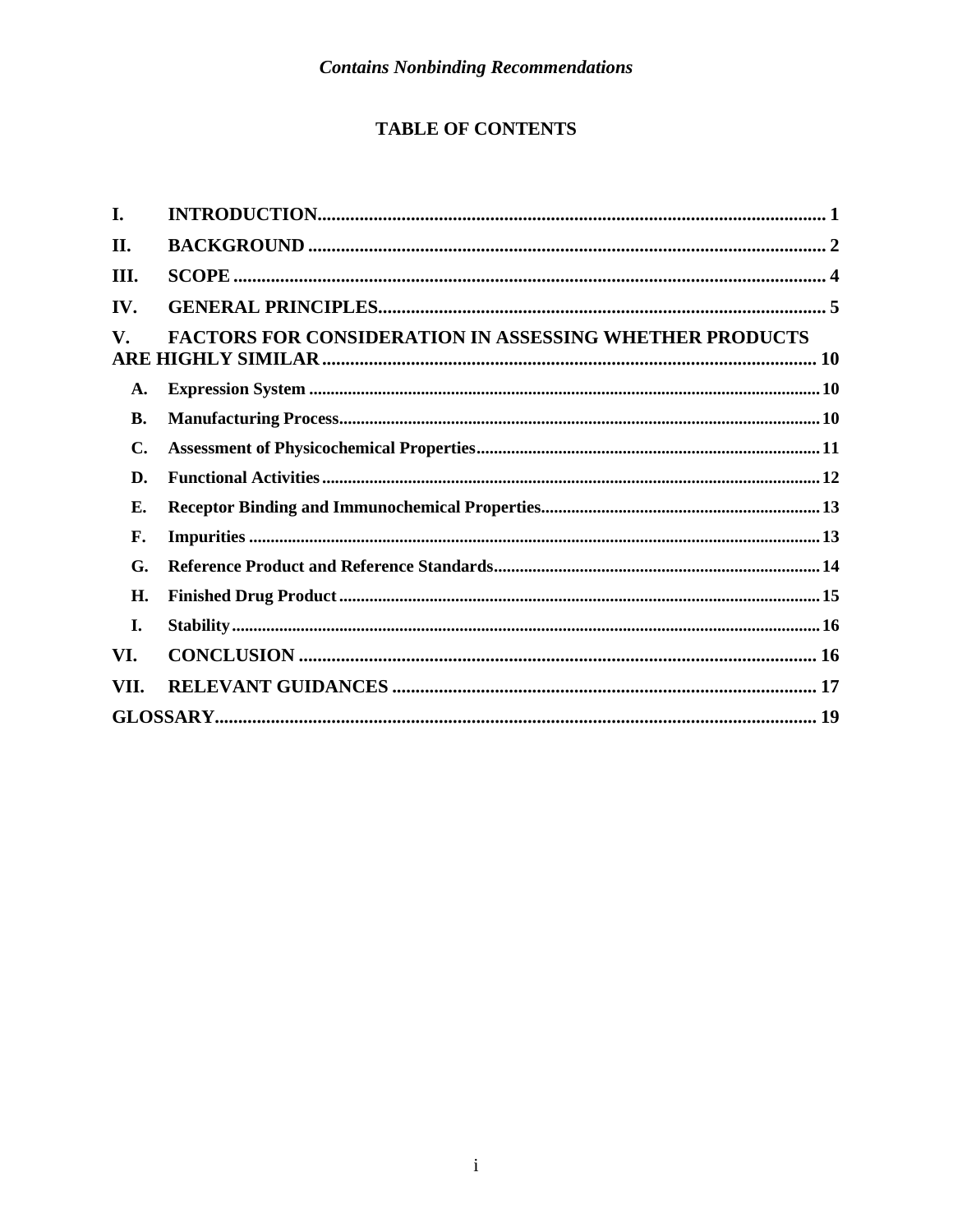## TABLE OF CONTENTS

I. INTRODUCTION .......... 1

II. BACKGROUND .......... 2

III. SCOPE .......... 4

IV. GENERAL PRINCIPLES .......... 5

V. FACTORS FOR CONSIDERATION IN ASSESSING WHETHER PRODUCTS ARE HIGHLY SIMILAR .......... 10

- A. Expression System .......... 10
- B. Manufacturing Process .......... 10
- C. Assessment of Physicochemical Properties .......... 11
- D. Functional Activities .......... 12
- E. Receptor Binding and Immunochemical Properties .......... 13
- F. Impurities .......... 13
- G. Reference Product and Reference Standards .......... 14
- H. Finished Drug Product .......... 15
- I. Stability .......... 16

VI. CONCLUSION .......... 16

VII. RELEVANT GUIDANCES .......... 17

GLOSSARY .......... 19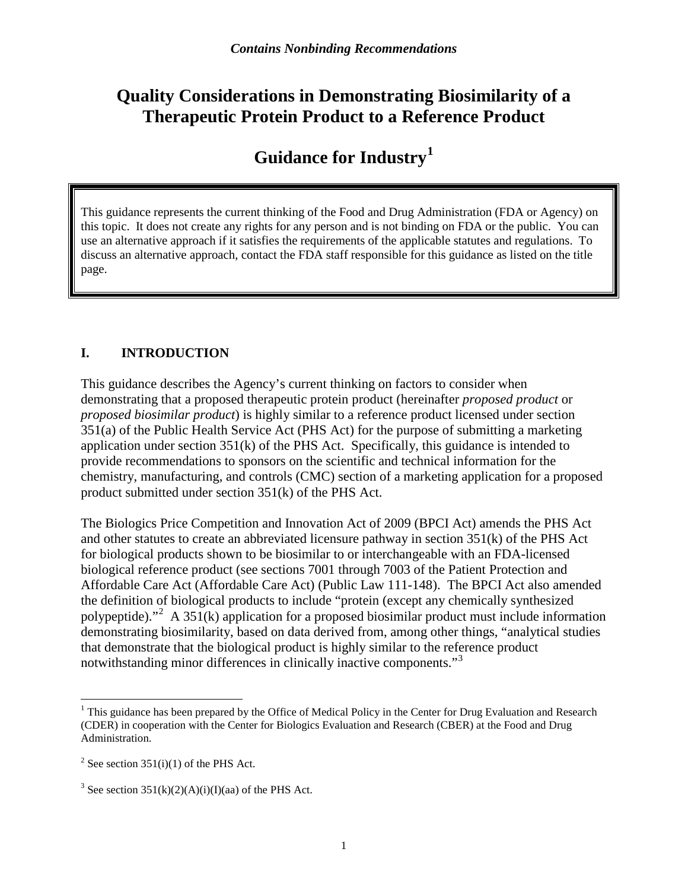*Contains Nonbinding Recommendations*

# Quality Considerations in Demonstrating Biosimilarity of a Therapeutic Protein Product to a Reference Product

## Guidance for Industry[1]

> This guidance represents the current thinking of the Food and Drug Administration (FDA or Agency) on this topic. It does not create any rights for any person and is not binding on FDA or the public. You can use an alternative approach if it satisfies the requirements of the applicable statutes and regulations. To discuss an alternative approach, contact the FDA staff responsible for this guidance as listed on the title page.

### I. INTRODUCTION

This guidance describes the Agency's current thinking on factors to consider when demonstrating that a proposed therapeutic protein product (hereinafter *proposed product* or *proposed biosimilar product*) is highly similar to a reference product licensed under section 351(a) of the Public Health Service Act (PHS Act) for the purpose of submitting a marketing application under section 351(k) of the PHS Act. Specifically, this guidance is intended to provide recommendations to sponsors on the scientific and technical information for the chemistry, manufacturing, and controls (CMC) section of a marketing application for a proposed product submitted under section 351(k) of the PHS Act.

The Biologics Price Competition and Innovation Act of 2009 (BPCI Act) amends the PHS Act and other statutes to create an abbreviated licensure pathway in section 351(k) of the PHS Act for biological products shown to be biosimilar to or interchangeable with an FDA-licensed biological reference product (see sections 7001 through 7003 of the Patient Protection and Affordable Care Act (Affordable Care Act) (Public Law 111-148). The BPCI Act also amended the definition of biological products to include "protein (except any chemically synthesized polypeptide)."[2] A 351(k) application for a proposed biosimilar product must include information demonstrating biosimilarity, based on data derived from, among other things, "analytical studies that demonstrate that the biological product is highly similar to the reference product notwithstanding minor differences in clinically inactive components."[3]

---

[1] This guidance has been prepared by the Office of Medical Policy in the Center for Drug Evaluation and Research (CDER) in cooperation with the Center for Biologics Evaluation and Research (CBER) at the Food and Drug Administration.

[2] See section 351(i)(1) of the PHS Act.

[3] See section 351(k)(2)(A)(i)(I)(aa) of the PHS Act.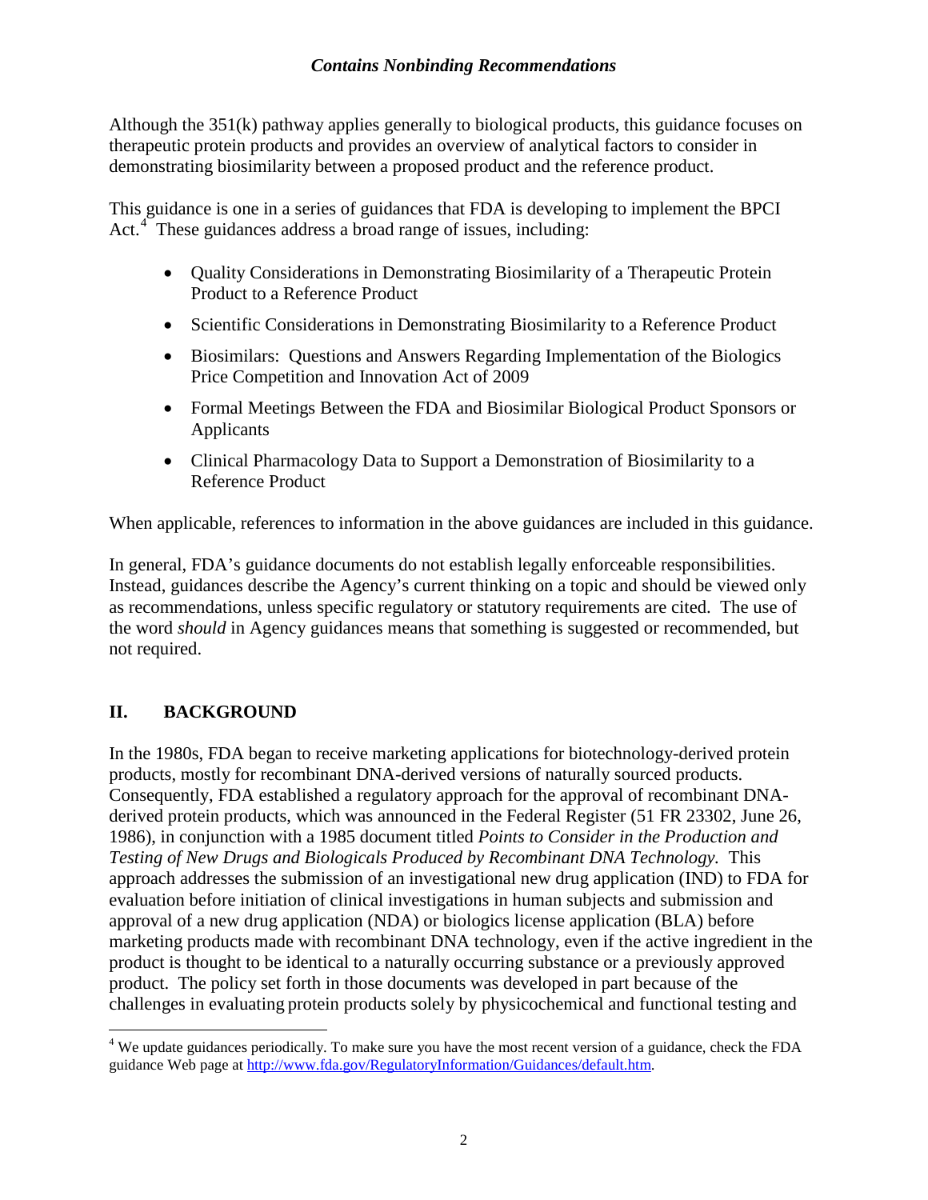Although the 351(k) pathway applies generally to biological products, this guidance focuses on therapeutic protein products and provides an overview of analytical factors to consider in demonstrating biosimilarity between a proposed product and the reference product.

This guidance is one in a series of guidances that FDA is developing to implement the BPCI Act.[4] These guidances address a broad range of issues, including:

- Quality Considerations in Demonstrating Biosimilarity of a Therapeutic Protein Product to a Reference Product
- Scientific Considerations in Demonstrating Biosimilarity to a Reference Product
- Biosimilars: Questions and Answers Regarding Implementation of the Biologics Price Competition and Innovation Act of 2009
- Formal Meetings Between the FDA and Biosimilar Biological Product Sponsors or Applicants
- Clinical Pharmacology Data to Support a Demonstration of Biosimilarity to a Reference Product

When applicable, references to information in the above guidances are included in this guidance.

In general, FDA's guidance documents do not establish legally enforceable responsibilities. Instead, guidances describe the Agency's current thinking on a topic and should be viewed only as recommendations, unless specific regulatory or statutory requirements are cited. The use of the word *should* in Agency guidances means that something is suggested or recommended, but not required.

## II. BACKGROUND

In the 1980s, FDA began to receive marketing applications for biotechnology-derived protein products, mostly for recombinant DNA-derived versions of naturally sourced products. Consequently, FDA established a regulatory approach for the approval of recombinant DNA-derived protein products, which was announced in the Federal Register (51 FR 23302, June 26, 1986), in conjunction with a 1985 document titled *Points to Consider in the Production and Testing of New Drugs and Biologicals Produced by Recombinant DNA Technology*. This approach addresses the submission of an investigational new drug application (IND) to FDA for evaluation before initiation of clinical investigations in human subjects and submission and approval of a new drug application (NDA) or biologics license application (BLA) before marketing products made with recombinant DNA technology, even if the active ingredient in the product is thought to be identical to a naturally occurring substance or a previously approved product. The policy set forth in those documents was developed in part because of the challenges in evaluating protein products solely by physicochemical and functional testing and

[4] We update guidances periodically. To make sure you have the most recent version of a guidance, check the FDA guidance Web page at http://www.fda.gov/RegulatoryInformation/Guidances/default.htm.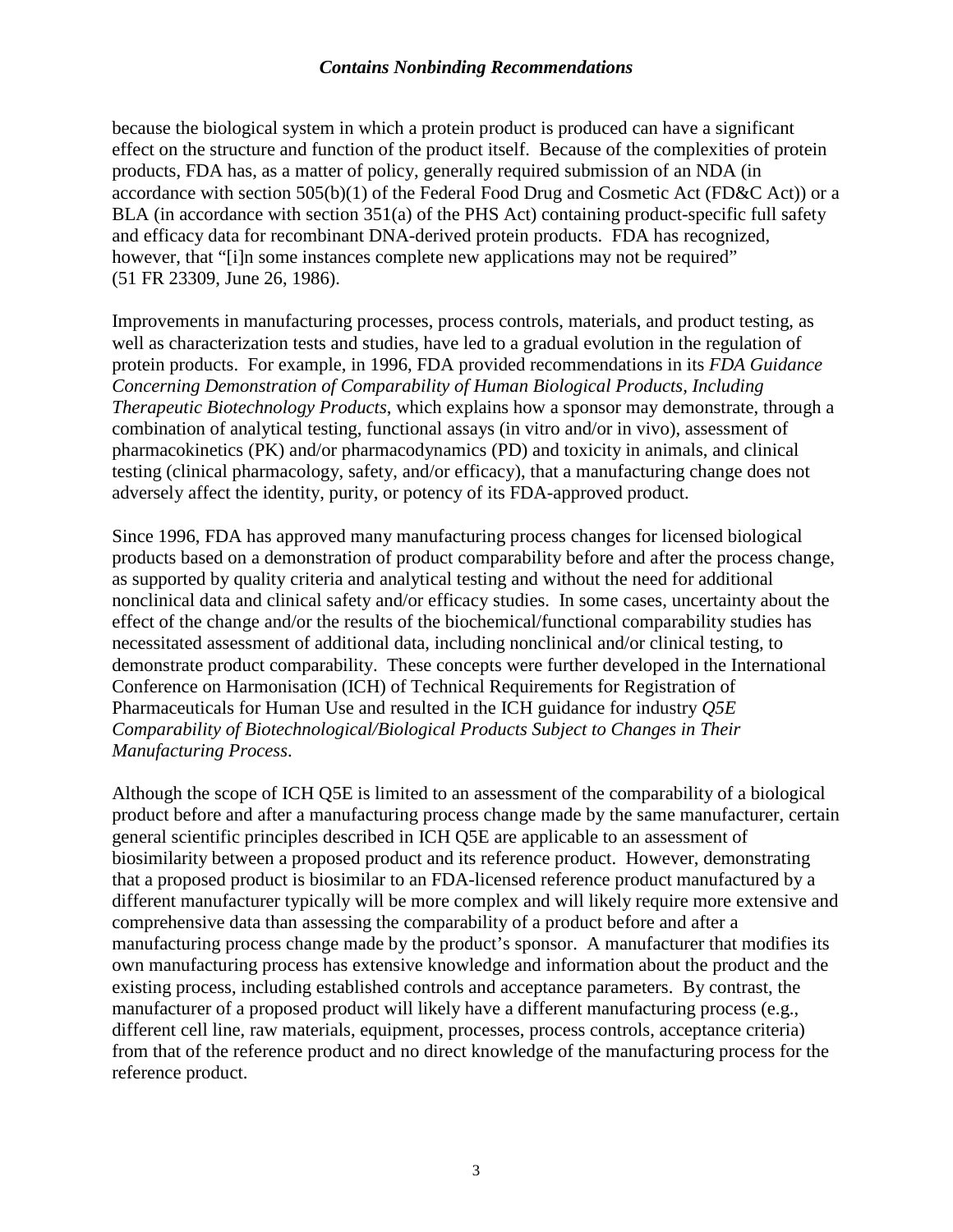because the biological system in which a protein product is produced can have a significant effect on the structure and function of the product itself. Because of the complexities of protein products, FDA has, as a matter of policy, generally required submission of an NDA (in accordance with section 505(b)(1) of the Federal Food Drug and Cosmetic Act (FD&C Act)) or a BLA (in accordance with section 351(a) of the PHS Act) containing product-specific full safety and efficacy data for recombinant DNA-derived protein products. FDA has recognized, however, that "[i]n some instances complete new applications may not be required" (51 FR 23309, June 26, 1986).

Improvements in manufacturing processes, process controls, materials, and product testing, as well as characterization tests and studies, have led to a gradual evolution in the regulation of protein products. For example, in 1996, FDA provided recommendations in its *FDA Guidance Concerning Demonstration of Comparability of Human Biological Products, Including Therapeutic Biotechnology Products*, which explains how a sponsor may demonstrate, through a combination of analytical testing, functional assays (in vitro and/or in vivo), assessment of pharmacokinetics (PK) and/or pharmacodynamics (PD) and toxicity in animals, and clinical testing (clinical pharmacology, safety, and/or efficacy), that a manufacturing change does not adversely affect the identity, purity, or potency of its FDA-approved product.

Since 1996, FDA has approved many manufacturing process changes for licensed biological products based on a demonstration of product comparability before and after the process change, as supported by quality criteria and analytical testing and without the need for additional nonclinical data and clinical safety and/or efficacy studies. In some cases, uncertainty about the effect of the change and/or the results of the biochemical/functional comparability studies has necessitated assessment of additional data, including nonclinical and/or clinical testing, to demonstrate product comparability. These concepts were further developed in the International Conference on Harmonisation (ICH) of Technical Requirements for Registration of Pharmaceuticals for Human Use and resulted in the ICH guidance for industry *Q5E Comparability of Biotechnological/Biological Products Subject to Changes in Their Manufacturing Process*.

Although the scope of ICH Q5E is limited to an assessment of the comparability of a biological product before and after a manufacturing process change made by the same manufacturer, certain general scientific principles described in ICH Q5E are applicable to an assessment of biosimilarity between a proposed product and its reference product. However, demonstrating that a proposed product is biosimilar to an FDA-licensed reference product manufactured by a different manufacturer typically will be more complex and will likely require more extensive and comprehensive data than assessing the comparability of a product before and after a manufacturing process change made by the product's sponsor. A manufacturer that modifies its own manufacturing process has extensive knowledge and information about the product and the existing process, including established controls and acceptance parameters. By contrast, the manufacturer of a proposed product will likely have a different manufacturing process (e.g., different cell line, raw materials, equipment, processes, process controls, acceptance criteria) from that of the reference product and no direct knowledge of the manufacturing process for the reference product.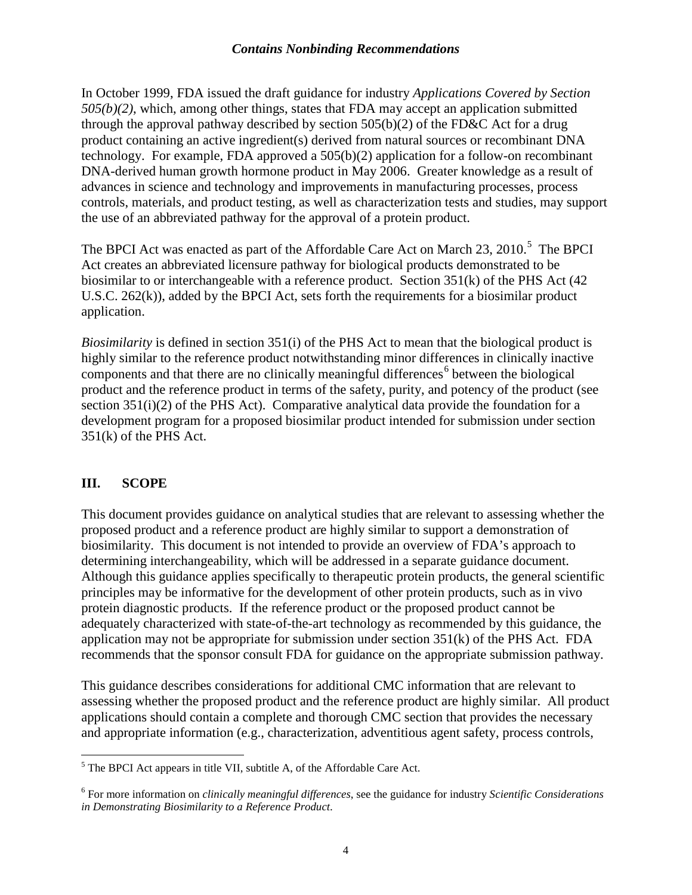In October 1999, FDA issued the draft guidance for industry *Applications Covered by Section 505(b)(2)*, which, among other things, states that FDA may accept an application submitted through the approval pathway described by section 505(b)(2) of the FD&C Act for a drug product containing an active ingredient(s) derived from natural sources or recombinant DNA technology. For example, FDA approved a 505(b)(2) application for a follow-on recombinant DNA-derived human growth hormone product in May 2006. Greater knowledge as a result of advances in science and technology and improvements in manufacturing processes, process controls, materials, and product testing, as well as characterization tests and studies, may support the use of an abbreviated pathway for the approval of a protein product.

The BPCI Act was enacted as part of the Affordable Care Act on March 23, 2010.[5] The BPCI Act creates an abbreviated licensure pathway for biological products demonstrated to be biosimilar to or interchangeable with a reference product. Section 351(k) of the PHS Act (42 U.S.C. 262(k)), added by the BPCI Act, sets forth the requirements for a biosimilar product application.

*Biosimilarity* is defined in section 351(i) of the PHS Act to mean that the biological product is highly similar to the reference product notwithstanding minor differences in clinically inactive components and that there are no clinically meaningful differences[6] between the biological product and the reference product in terms of the safety, purity, and potency of the product (see section 351(i)(2) of the PHS Act). Comparative analytical data provide the foundation for a development program for a proposed biosimilar product intended for submission under section 351(k) of the PHS Act.

## III. SCOPE

This document provides guidance on analytical studies that are relevant to assessing whether the proposed product and a reference product are highly similar to support a demonstration of biosimilarity. This document is not intended to provide an overview of FDA's approach to determining interchangeability, which will be addressed in a separate guidance document. Although this guidance applies specifically to therapeutic protein products, the general scientific principles may be informative for the development of other protein products, such as in vivo protein diagnostic products. If the reference product or the proposed product cannot be adequately characterized with state-of-the-art technology as recommended by this guidance, the application may not be appropriate for submission under section 351(k) of the PHS Act. FDA recommends that the sponsor consult FDA for guidance on the appropriate submission pathway.

This guidance describes considerations for additional CMC information that are relevant to assessing whether the proposed product and the reference product are highly similar. All product applications should contain a complete and thorough CMC section that provides the necessary and appropriate information (e.g., characterization, adventitious agent safety, process controls,

[5] The BPCI Act appears in title VII, subtitle A, of the Affordable Care Act.

[6] For more information on *clinically meaningful differences*, see the guidance for industry *Scientific Considerations in Demonstrating Biosimilarity to a Reference Product*.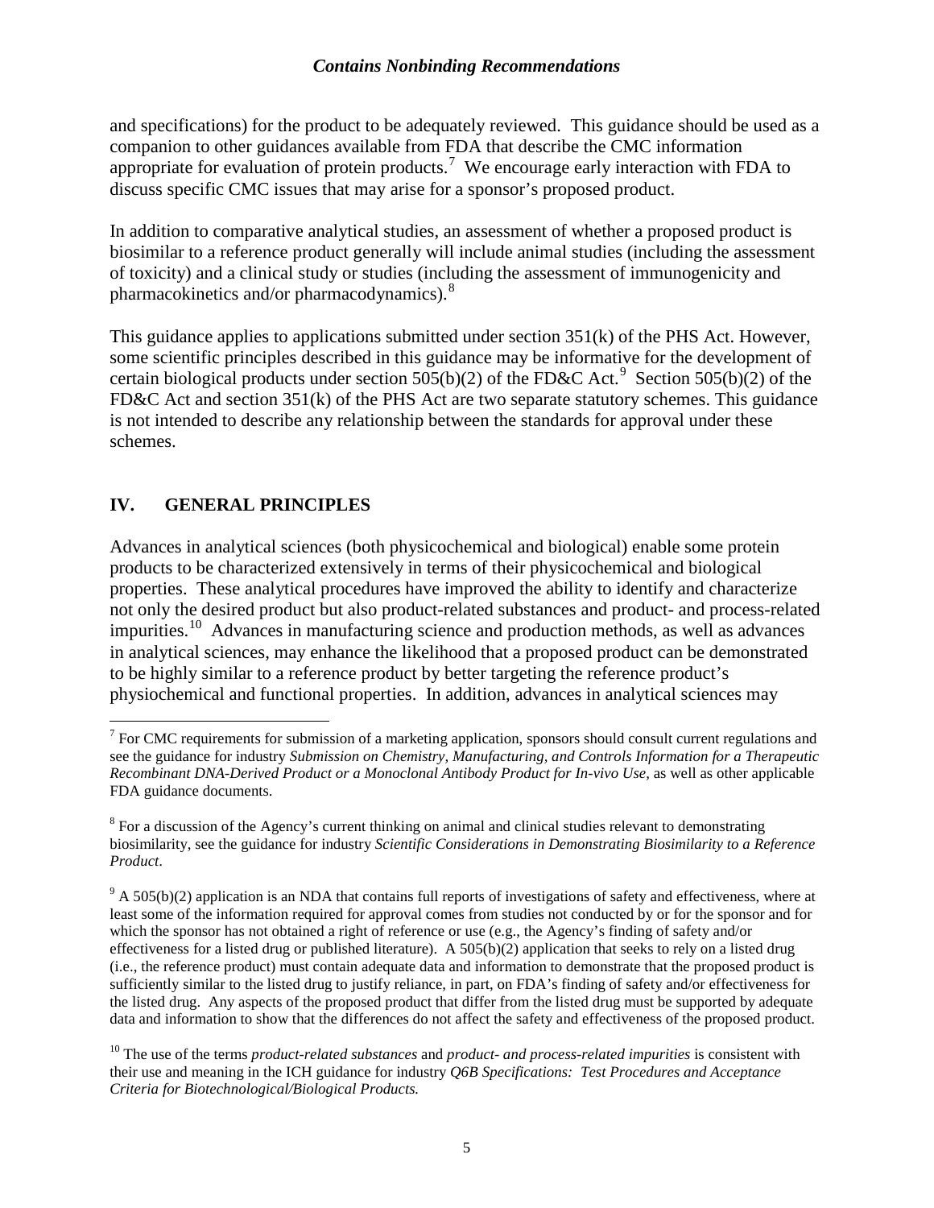and specifications) for the product to be adequately reviewed. This guidance should be used as a companion to other guidances available from FDA that describe the CMC information appropriate for evaluation of protein products.[7] We encourage early interaction with FDA to discuss specific CMC issues that may arise for a sponsor's proposed product.

In addition to comparative analytical studies, an assessment of whether a proposed product is biosimilar to a reference product generally will include animal studies (including the assessment of toxicity) and a clinical study or studies (including the assessment of immunogenicity and pharmacokinetics and/or pharmacodynamics).[8]

This guidance applies to applications submitted under section 351(k) of the PHS Act. However, some scientific principles described in this guidance may be informative for the development of certain biological products under section 505(b)(2) of the FD&C Act.[9] Section 505(b)(2) of the FD&C Act and section 351(k) of the PHS Act are two separate statutory schemes. This guidance is not intended to describe any relationship between the standards for approval under these schemes.

## IV. GENERAL PRINCIPLES

Advances in analytical sciences (both physicochemical and biological) enable some protein products to be characterized extensively in terms of their physicochemical and biological properties. These analytical procedures have improved the ability to identify and characterize not only the desired product but also product-related substances and product- and process-related impurities.[10] Advances in manufacturing science and production methods, as well as advances in analytical sciences, may enhance the likelihood that a proposed product can be demonstrated to be highly similar to a reference product by better targeting the reference product's physiochemical and functional properties. In addition, advances in analytical sciences may

---

[7] For CMC requirements for submission of a marketing application, sponsors should consult current regulations and see the guidance for industry *Submission on Chemistry, Manufacturing, and Controls Information for a Therapeutic Recombinant DNA-Derived Product or a Monoclonal Antibody Product for In-vivo Use*, as well as other applicable FDA guidance documents.

[8] For a discussion of the Agency's current thinking on animal and clinical studies relevant to demonstrating biosimilarity, see the guidance for industry *Scientific Considerations in Demonstrating Biosimilarity to a Reference Product*.

[9] A 505(b)(2) application is an NDA that contains full reports of investigations of safety and effectiveness, where at least some of the information required for approval comes from studies not conducted by or for the sponsor and for which the sponsor has not obtained a right of reference or use (e.g., the Agency's finding of safety and/or effectiveness for a listed drug or published literature). A 505(b)(2) application that seeks to rely on a listed drug (i.e., the reference product) must contain adequate data and information to demonstrate that the proposed product is sufficiently similar to the listed drug to justify reliance, in part, on FDA's finding of safety and/or effectiveness for the listed drug. Any aspects of the proposed product that differ from the listed drug must be supported by adequate data and information to show that the differences do not affect the safety and effectiveness of the proposed product.

[10] The use of the terms *product-related substances* and *product- and process-related impurities* is consistent with their use and meaning in the ICH guidance for industry *Q6B Specifications: Test Procedures and Acceptance Criteria for Biotechnological/Biological Products.*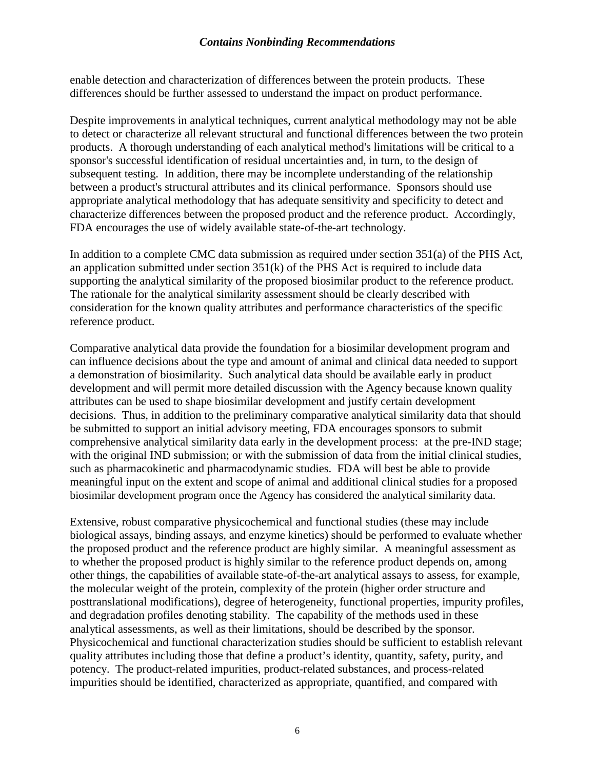enable detection and characterization of differences between the protein products. These differences should be further assessed to understand the impact on product performance.

Despite improvements in analytical techniques, current analytical methodology may not be able to detect or characterize all relevant structural and functional differences between the two protein products. A thorough understanding of each analytical method's limitations will be critical to a sponsor's successful identification of residual uncertainties and, in turn, to the design of subsequent testing. In addition, there may be incomplete understanding of the relationship between a product's structural attributes and its clinical performance. Sponsors should use appropriate analytical methodology that has adequate sensitivity and specificity to detect and characterize differences between the proposed product and the reference product. Accordingly, FDA encourages the use of widely available state-of-the-art technology.

In addition to a complete CMC data submission as required under section 351(a) of the PHS Act, an application submitted under section 351(k) of the PHS Act is required to include data supporting the analytical similarity of the proposed biosimilar product to the reference product. The rationale for the analytical similarity assessment should be clearly described with consideration for the known quality attributes and performance characteristics of the specific reference product.

Comparative analytical data provide the foundation for a biosimilar development program and can influence decisions about the type and amount of animal and clinical data needed to support a demonstration of biosimilarity. Such analytical data should be available early in product development and will permit more detailed discussion with the Agency because known quality attributes can be used to shape biosimilar development and justify certain development decisions. Thus, in addition to the preliminary comparative analytical similarity data that should be submitted to support an initial advisory meeting, FDA encourages sponsors to submit comprehensive analytical similarity data early in the development process: at the pre-IND stage; with the original IND submission; or with the submission of data from the initial clinical studies, such as pharmacokinetic and pharmacodynamic studies. FDA will best be able to provide meaningful input on the extent and scope of animal and additional clinical studies for a proposed biosimilar development program once the Agency has considered the analytical similarity data.

Extensive, robust comparative physicochemical and functional studies (these may include biological assays, binding assays, and enzyme kinetics) should be performed to evaluate whether the proposed product and the reference product are highly similar. A meaningful assessment as to whether the proposed product is highly similar to the reference product depends on, among other things, the capabilities of available state-of-the-art analytical assays to assess, for example, the molecular weight of the protein, complexity of the protein (higher order structure and posttranslational modifications), degree of heterogeneity, functional properties, impurity profiles, and degradation profiles denoting stability. The capability of the methods used in these analytical assessments, as well as their limitations, should be described by the sponsor. Physicochemical and functional characterization studies should be sufficient to establish relevant quality attributes including those that define a product's identity, quantity, safety, purity, and potency. The product-related impurities, product-related substances, and process-related impurities should be identified, characterized as appropriate, quantified, and compared with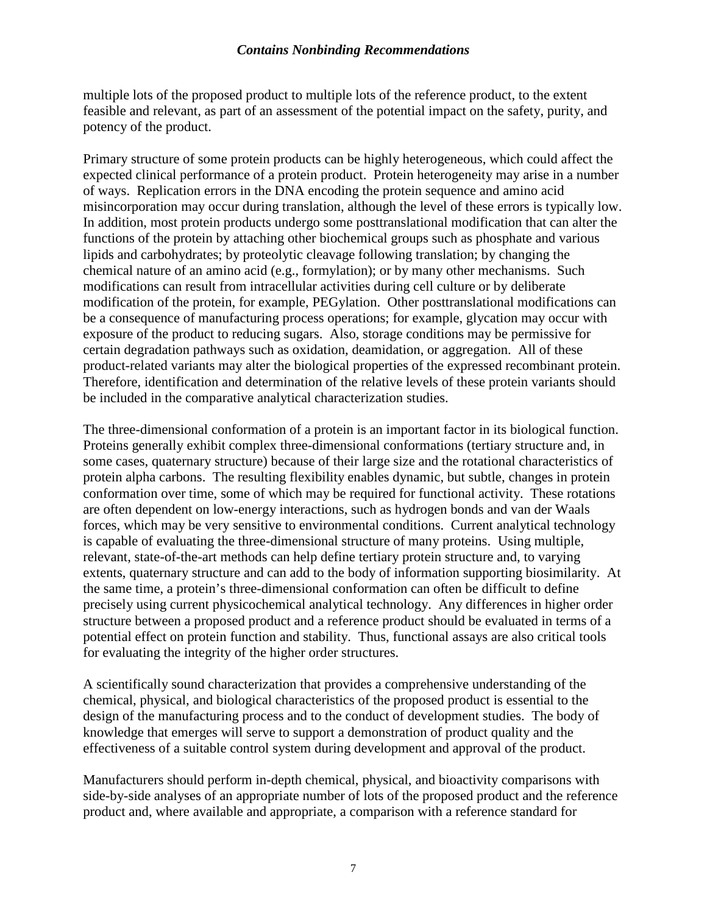multiple lots of the proposed product to multiple lots of the reference product, to the extent feasible and relevant, as part of an assessment of the potential impact on the safety, purity, and potency of the product.

Primary structure of some protein products can be highly heterogeneous, which could affect the expected clinical performance of a protein product. Protein heterogeneity may arise in a number of ways. Replication errors in the DNA encoding the protein sequence and amino acid misincorporation may occur during translation, although the level of these errors is typically low. In addition, most protein products undergo some posttranslational modification that can alter the functions of the protein by attaching other biochemical groups such as phosphate and various lipids and carbohydrates; by proteolytic cleavage following translation; by changing the chemical nature of an amino acid (e.g., formylation); or by many other mechanisms. Such modifications can result from intracellular activities during cell culture or by deliberate modification of the protein, for example, PEGylation. Other posttranslational modifications can be a consequence of manufacturing process operations; for example, glycation may occur with exposure of the product to reducing sugars. Also, storage conditions may be permissive for certain degradation pathways such as oxidation, deamidation, or aggregation. All of these product-related variants may alter the biological properties of the expressed recombinant protein. Therefore, identification and determination of the relative levels of these protein variants should be included in the comparative analytical characterization studies.

The three-dimensional conformation of a protein is an important factor in its biological function. Proteins generally exhibit complex three-dimensional conformations (tertiary structure and, in some cases, quaternary structure) because of their large size and the rotational characteristics of protein alpha carbons. The resulting flexibility enables dynamic, but subtle, changes in protein conformation over time, some of which may be required for functional activity. These rotations are often dependent on low-energy interactions, such as hydrogen bonds and van der Waals forces, which may be very sensitive to environmental conditions. Current analytical technology is capable of evaluating the three-dimensional structure of many proteins. Using multiple, relevant, state-of-the-art methods can help define tertiary protein structure and, to varying extents, quaternary structure and can add to the body of information supporting biosimilarity. At the same time, a protein's three-dimensional conformation can often be difficult to define precisely using current physicochemical analytical technology. Any differences in higher order structure between a proposed product and a reference product should be evaluated in terms of a potential effect on protein function and stability. Thus, functional assays are also critical tools for evaluating the integrity of the higher order structures.

A scientifically sound characterization that provides a comprehensive understanding of the chemical, physical, and biological characteristics of the proposed product is essential to the design of the manufacturing process and to the conduct of development studies. The body of knowledge that emerges will serve to support a demonstration of product quality and the effectiveness of a suitable control system during development and approval of the product.

Manufacturers should perform in-depth chemical, physical, and bioactivity comparisons with side-by-side analyses of an appropriate number of lots of the proposed product and the reference product and, where available and appropriate, a comparison with a reference standard for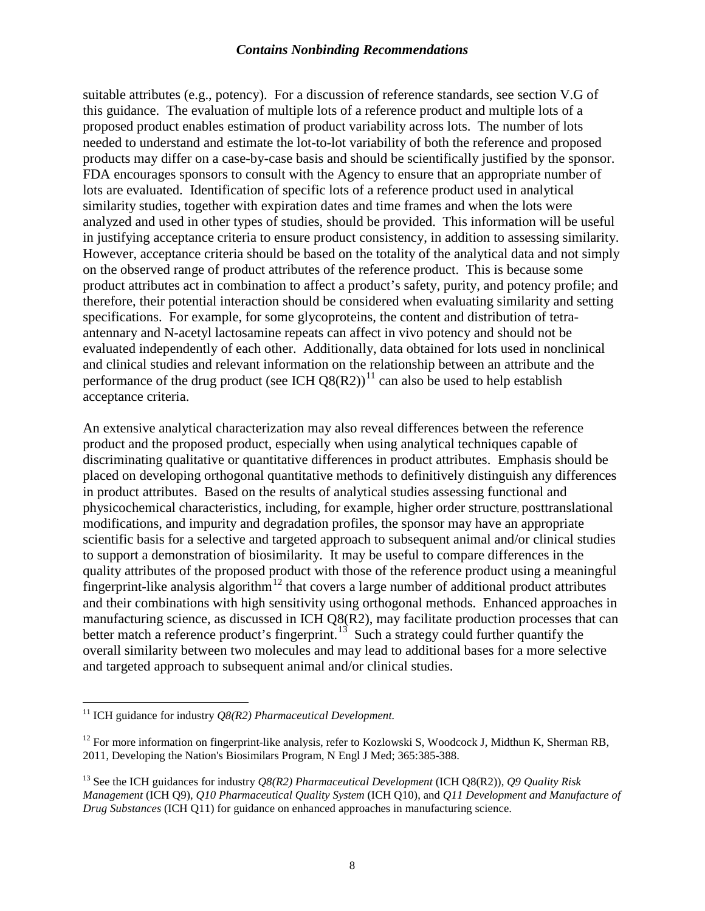suitable attributes (e.g., potency). For a discussion of reference standards, see section V.G of this guidance. The evaluation of multiple lots of a reference product and multiple lots of a proposed product enables estimation of product variability across lots. The number of lots needed to understand and estimate the lot-to-lot variability of both the reference and proposed products may differ on a case-by-case basis and should be scientifically justified by the sponsor. FDA encourages sponsors to consult with the Agency to ensure that an appropriate number of lots are evaluated. Identification of specific lots of a reference product used in analytical similarity studies, together with expiration dates and time frames and when the lots were analyzed and used in other types of studies, should be provided. This information will be useful in justifying acceptance criteria to ensure product consistency, in addition to assessing similarity. However, acceptance criteria should be based on the totality of the analytical data and not simply on the observed range of product attributes of the reference product. This is because some product attributes act in combination to affect a product's safety, purity, and potency profile; and therefore, their potential interaction should be considered when evaluating similarity and setting specifications. For example, for some glycoproteins, the content and distribution of tetra-antennary and N-acetyl lactosamine repeats can affect in vivo potency and should not be evaluated independently of each other. Additionally, data obtained for lots used in nonclinical and clinical studies and relevant information on the relationship between an attribute and the performance of the drug product (see ICH Q8(R2))[11] can also be used to help establish acceptance criteria.

An extensive analytical characterization may also reveal differences between the reference product and the proposed product, especially when using analytical techniques capable of discriminating qualitative or quantitative differences in product attributes. Emphasis should be placed on developing orthogonal quantitative methods to definitively distinguish any differences in product attributes. Based on the results of analytical studies assessing functional and physicochemical characteristics, including, for example, higher order structure, posttranslational modifications, and impurity and degradation profiles, the sponsor may have an appropriate scientific basis for a selective and targeted approach to subsequent animal and/or clinical studies to support a demonstration of biosimilarity. It may be useful to compare differences in the quality attributes of the proposed product with those of the reference product using a meaningful fingerprint-like analysis algorithm[12] that covers a large number of additional product attributes and their combinations with high sensitivity using orthogonal methods. Enhanced approaches in manufacturing science, as discussed in ICH Q8(R2), may facilitate production processes that can better match a reference product's fingerprint.[13] Such a strategy could further quantify the overall similarity between two molecules and may lead to additional bases for a more selective and targeted approach to subsequent animal and/or clinical studies.

---

[11] ICH guidance for industry *Q8(R2) Pharmaceutical Development.*

[12] For more information on fingerprint-like analysis, refer to Kozlowski S, Woodcock J, Midthun K, Sherman RB, 2011, Developing the Nation's Biosimilars Program, N Engl J Med; 365:385-388.

[13] See the ICH guidances for industry *Q8(R2) Pharmaceutical Development* (ICH Q8(R2)), *Q9 Quality Risk Management* (ICH Q9), *Q10 Pharmaceutical Quality System* (ICH Q10), and *Q11 Development and Manufacture of Drug Substances* (ICH Q11) for guidance on enhanced approaches in manufacturing science.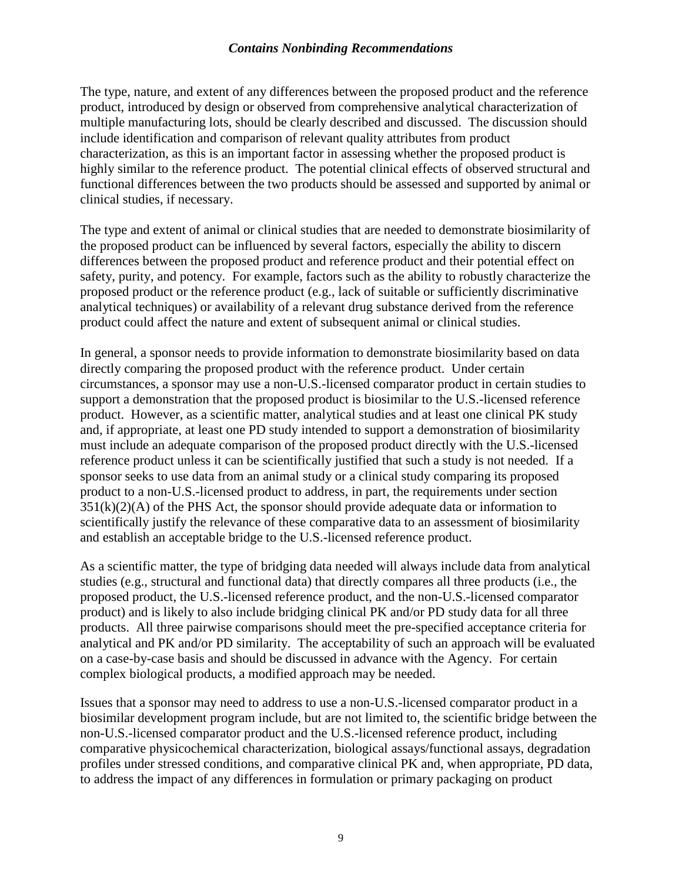The type, nature, and extent of any differences between the proposed product and the reference product, introduced by design or observed from comprehensive analytical characterization of multiple manufacturing lots, should be clearly described and discussed. The discussion should include identification and comparison of relevant quality attributes from product characterization, as this is an important factor in assessing whether the proposed product is highly similar to the reference product. The potential clinical effects of observed structural and functional differences between the two products should be assessed and supported by animal or clinical studies, if necessary.

The type and extent of animal or clinical studies that are needed to demonstrate biosimilarity of the proposed product can be influenced by several factors, especially the ability to discern differences between the proposed product and reference product and their potential effect on safety, purity, and potency. For example, factors such as the ability to robustly characterize the proposed product or the reference product (e.g., lack of suitable or sufficiently discriminative analytical techniques) or availability of a relevant drug substance derived from the reference product could affect the nature and extent of subsequent animal or clinical studies.

In general, a sponsor needs to provide information to demonstrate biosimilarity based on data directly comparing the proposed product with the reference product. Under certain circumstances, a sponsor may use a non-U.S.-licensed comparator product in certain studies to support a demonstration that the proposed product is biosimilar to the U.S.-licensed reference product. However, as a scientific matter, analytical studies and at least one clinical PK study and, if appropriate, at least one PD study intended to support a demonstration of biosimilarity must include an adequate comparison of the proposed product directly with the U.S.-licensed reference product unless it can be scientifically justified that such a study is not needed. If a sponsor seeks to use data from an animal study or a clinical study comparing its proposed product to a non-U.S.-licensed product to address, in part, the requirements under section 351(k)(2)(A) of the PHS Act, the sponsor should provide adequate data or information to scientifically justify the relevance of these comparative data to an assessment of biosimilarity and establish an acceptable bridge to the U.S.-licensed reference product.

As a scientific matter, the type of bridging data needed will always include data from analytical studies (e.g., structural and functional data) that directly compares all three products (i.e., the proposed product, the U.S.-licensed reference product, and the non-U.S.-licensed comparator product) and is likely to also include bridging clinical PK and/or PD study data for all three products. All three pairwise comparisons should meet the pre-specified acceptance criteria for analytical and PK and/or PD similarity. The acceptability of such an approach will be evaluated on a case-by-case basis and should be discussed in advance with the Agency. For certain complex biological products, a modified approach may be needed.

Issues that a sponsor may need to address to use a non-U.S.-licensed comparator product in a biosimilar development program include, but are not limited to, the scientific bridge between the non-U.S.-licensed comparator product and the U.S.-licensed reference product, including comparative physicochemical characterization, biological assays/functional assays, degradation profiles under stressed conditions, and comparative clinical PK and, when appropriate, PD data, to address the impact of any differences in formulation or primary packaging on product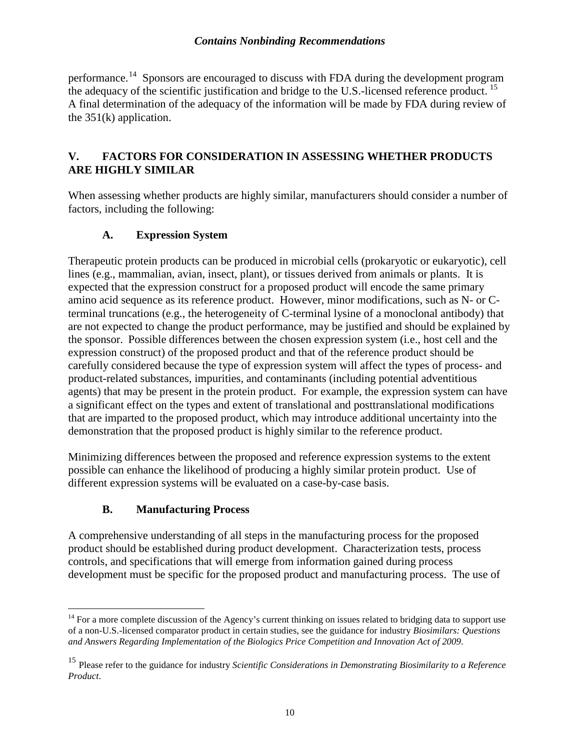performance.[14] Sponsors are encouraged to discuss with FDA during the development program the adequacy of the scientific justification and bridge to the U.S.-licensed reference product.[15] A final determination of the adequacy of the information will be made by FDA during review of the 351(k) application.

## V. FACTORS FOR CONSIDERATION IN ASSESSING WHETHER PRODUCTS ARE HIGHLY SIMILAR

When assessing whether products are highly similar, manufacturers should consider a number of factors, including the following:

### A. Expression System

Therapeutic protein products can be produced in microbial cells (prokaryotic or eukaryotic), cell lines (e.g., mammalian, avian, insect, plant), or tissues derived from animals or plants. It is expected that the expression construct for a proposed product will encode the same primary amino acid sequence as its reference product. However, minor modifications, such as N- or C-terminal truncations (e.g., the heterogeneity of C-terminal lysine of a monoclonal antibody) that are not expected to change the product performance, may be justified and should be explained by the sponsor. Possible differences between the chosen expression system (i.e., host cell and the expression construct) of the proposed product and that of the reference product should be carefully considered because the type of expression system will affect the types of process- and product-related substances, impurities, and contaminants (including potential adventitious agents) that may be present in the protein product. For example, the expression system can have a significant effect on the types and extent of translational and posttranslational modifications that are imparted to the proposed product, which may introduce additional uncertainty into the demonstration that the proposed product is highly similar to the reference product.

Minimizing differences between the proposed and reference expression systems to the extent possible can enhance the likelihood of producing a highly similar protein product. Use of different expression systems will be evaluated on a case-by-case basis.

### B. Manufacturing Process

A comprehensive understanding of all steps in the manufacturing process for the proposed product should be established during product development. Characterization tests, process controls, and specifications that will emerge from information gained during process development must be specific for the proposed product and manufacturing process. The use of

---

[14] For a more complete discussion of the Agency's current thinking on issues related to bridging data to support use of a non-U.S.-licensed comparator product in certain studies, see the guidance for industry *Biosimilars: Questions and Answers Regarding Implementation of the Biologics Price Competition and Innovation Act of 2009*.

[15] Please refer to the guidance for industry *Scientific Considerations in Demonstrating Biosimilarity to a Reference Product*.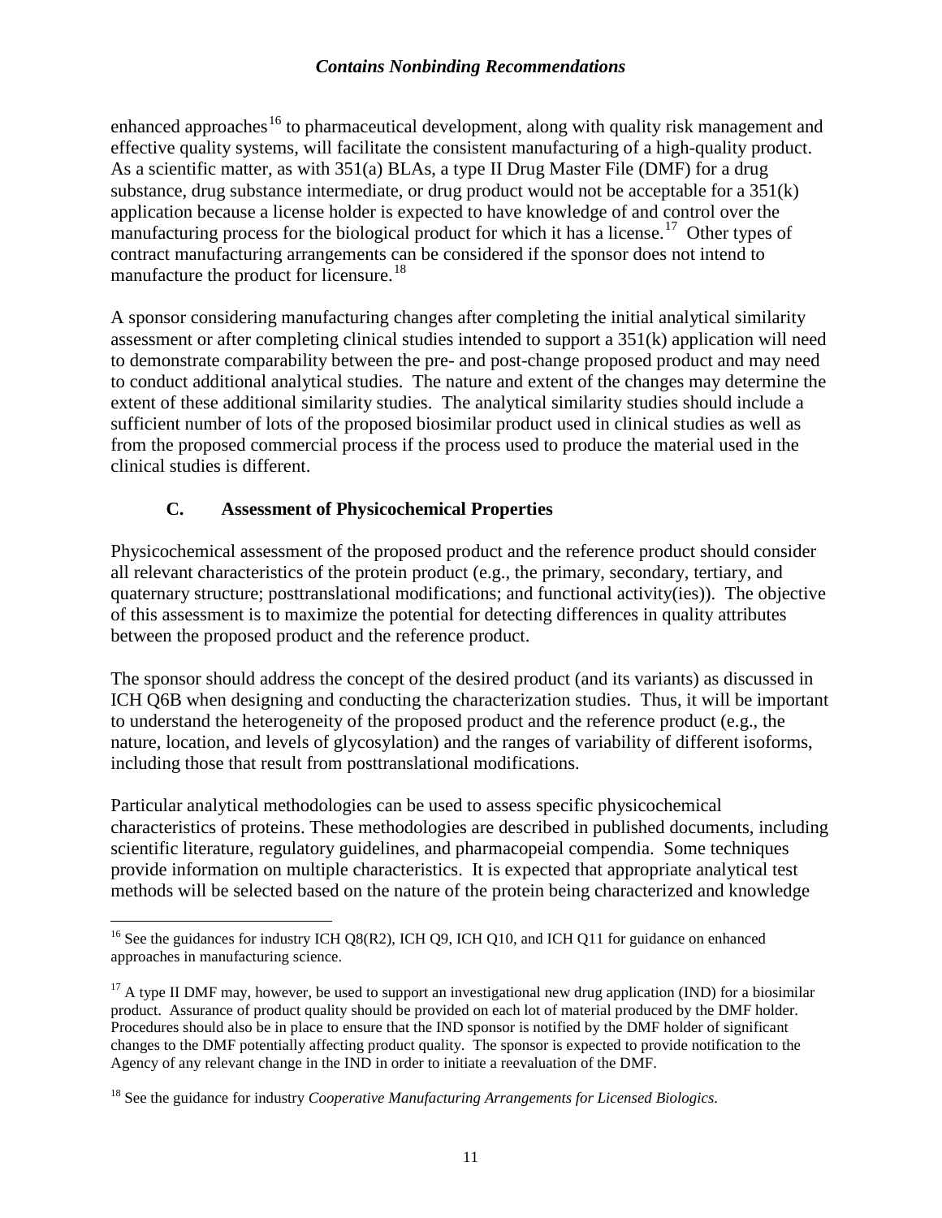enhanced approaches[16] to pharmaceutical development, along with quality risk management and effective quality systems, will facilitate the consistent manufacturing of a high-quality product. As a scientific matter, as with 351(a) BLAs, a type II Drug Master File (DMF) for a drug substance, drug substance intermediate, or drug product would not be acceptable for a 351(k) application because a license holder is expected to have knowledge of and control over the manufacturing process for the biological product for which it has a license.[17] Other types of contract manufacturing arrangements can be considered if the sponsor does not intend to manufacture the product for licensure.[18]

A sponsor considering manufacturing changes after completing the initial analytical similarity assessment or after completing clinical studies intended to support a 351(k) application will need to demonstrate comparability between the pre- and post-change proposed product and may need to conduct additional analytical studies. The nature and extent of the changes may determine the extent of these additional similarity studies. The analytical similarity studies should include a sufficient number of lots of the proposed biosimilar product used in clinical studies as well as from the proposed commercial process if the process used to produce the material used in the clinical studies is different.

### C. Assessment of Physicochemical Properties

Physicochemical assessment of the proposed product and the reference product should consider all relevant characteristics of the protein product (e.g., the primary, secondary, tertiary, and quaternary structure; posttranslational modifications; and functional activity(ies)). The objective of this assessment is to maximize the potential for detecting differences in quality attributes between the proposed product and the reference product.

The sponsor should address the concept of the desired product (and its variants) as discussed in ICH Q6B when designing and conducting the characterization studies. Thus, it will be important to understand the heterogeneity of the proposed product and the reference product (e.g., the nature, location, and levels of glycosylation) and the ranges of variability of different isoforms, including those that result from posttranslational modifications.

Particular analytical methodologies can be used to assess specific physicochemical characteristics of proteins. These methodologies are described in published documents, including scientific literature, regulatory guidelines, and pharmacopeial compendia. Some techniques provide information on multiple characteristics. It is expected that appropriate analytical test methods will be selected based on the nature of the protein being characterized and knowledge

---

[16] See the guidances for industry ICH Q8(R2), ICH Q9, ICH Q10, and ICH Q11 for guidance on enhanced approaches in manufacturing science.

[17] A type II DMF may, however, be used to support an investigational new drug application (IND) for a biosimilar product. Assurance of product quality should be provided on each lot of material produced by the DMF holder. Procedures should also be in place to ensure that the IND sponsor is notified by the DMF holder of significant changes to the DMF potentially affecting product quality. The sponsor is expected to provide notification to the Agency of any relevant change in the IND in order to initiate a reevaluation of the DMF.

[18] See the guidance for industry *Cooperative Manufacturing Arrangements for Licensed Biologics*.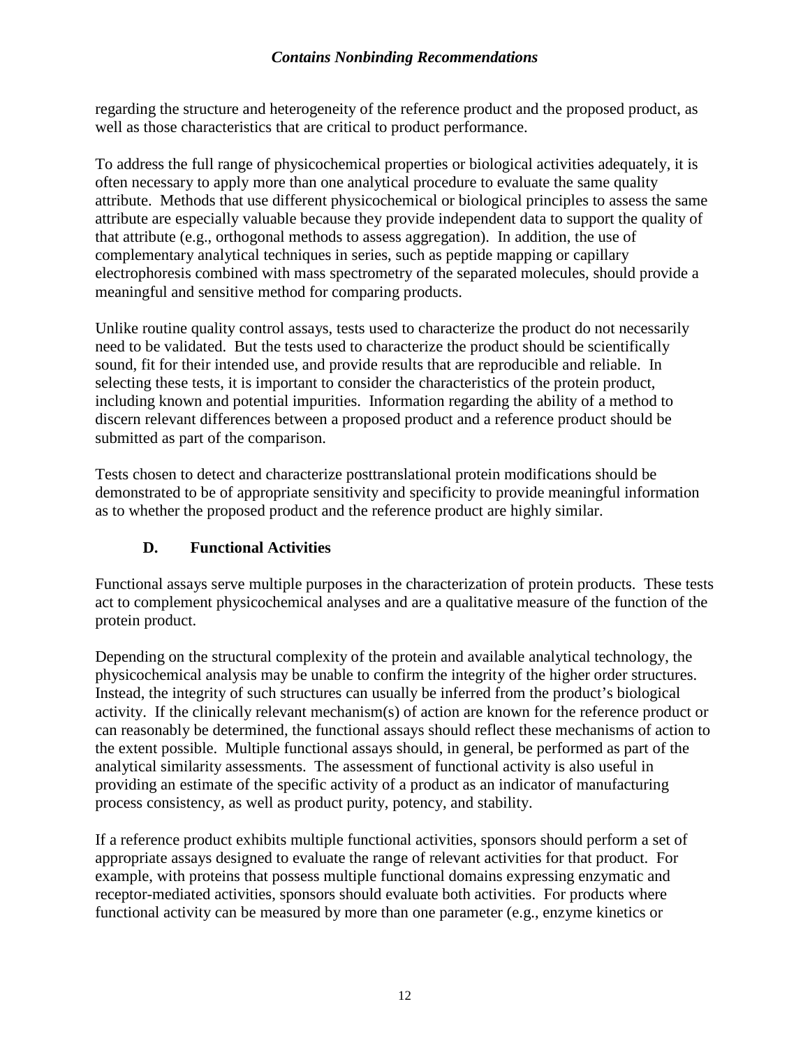regarding the structure and heterogeneity of the reference product and the proposed product, as well as those characteristics that are critical to product performance.

To address the full range of physicochemical properties or biological activities adequately, it is often necessary to apply more than one analytical procedure to evaluate the same quality attribute. Methods that use different physicochemical or biological principles to assess the same attribute are especially valuable because they provide independent data to support the quality of that attribute (e.g., orthogonal methods to assess aggregation). In addition, the use of complementary analytical techniques in series, such as peptide mapping or capillary electrophoresis combined with mass spectrometry of the separated molecules, should provide a meaningful and sensitive method for comparing products.

Unlike routine quality control assays, tests used to characterize the product do not necessarily need to be validated. But the tests used to characterize the product should be scientifically sound, fit for their intended use, and provide results that are reproducible and reliable. In selecting these tests, it is important to consider the characteristics of the protein product, including known and potential impurities. Information regarding the ability of a method to discern relevant differences between a proposed product and a reference product should be submitted as part of the comparison.

Tests chosen to detect and characterize posttranslational protein modifications should be demonstrated to be of appropriate sensitivity and specificity to provide meaningful information as to whether the proposed product and the reference product are highly similar.

### D. Functional Activities

Functional assays serve multiple purposes in the characterization of protein products. These tests act to complement physicochemical analyses and are a qualitative measure of the function of the protein product.

Depending on the structural complexity of the protein and available analytical technology, the physicochemical analysis may be unable to confirm the integrity of the higher order structures. Instead, the integrity of such structures can usually be inferred from the product's biological activity. If the clinically relevant mechanism(s) of action are known for the reference product or can reasonably be determined, the functional assays should reflect these mechanisms of action to the extent possible. Multiple functional assays should, in general, be performed as part of the analytical similarity assessments. The assessment of functional activity is also useful in providing an estimate of the specific activity of a product as an indicator of manufacturing process consistency, as well as product purity, potency, and stability.

If a reference product exhibits multiple functional activities, sponsors should perform a set of appropriate assays designed to evaluate the range of relevant activities for that product. For example, with proteins that possess multiple functional domains expressing enzymatic and receptor-mediated activities, sponsors should evaluate both activities. For products where functional activity can be measured by more than one parameter (e.g., enzyme kinetics or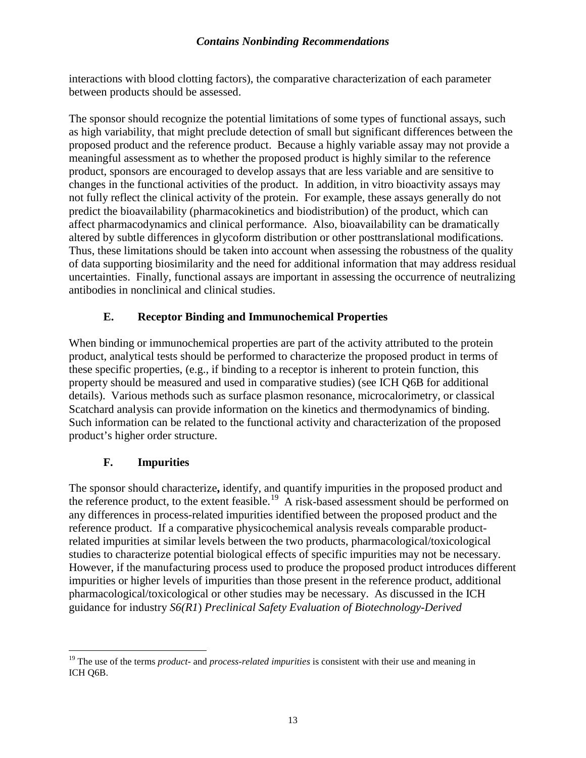interactions with blood clotting factors), the comparative characterization of each parameter between products should be assessed.

The sponsor should recognize the potential limitations of some types of functional assays, such as high variability, that might preclude detection of small but significant differences between the proposed product and the reference product. Because a highly variable assay may not provide a meaningful assessment as to whether the proposed product is highly similar to the reference product, sponsors are encouraged to develop assays that are less variable and are sensitive to changes in the functional activities of the product. In addition, in vitro bioactivity assays may not fully reflect the clinical activity of the protein. For example, these assays generally do not predict the bioavailability (pharmacokinetics and biodistribution) of the product, which can affect pharmacodynamics and clinical performance. Also, bioavailability can be dramatically altered by subtle differences in glycoform distribution or other posttranslational modifications. Thus, these limitations should be taken into account when assessing the robustness of the quality of data supporting biosimilarity and the need for additional information that may address residual uncertainties. Finally, functional assays are important in assessing the occurrence of neutralizing antibodies in nonclinical and clinical studies.

### E. Receptor Binding and Immunochemical Properties

When binding or immunochemical properties are part of the activity attributed to the protein product, analytical tests should be performed to characterize the proposed product in terms of these specific properties, (e.g., if binding to a receptor is inherent to protein function, this property should be measured and used in comparative studies) (see ICH Q6B for additional details). Various methods such as surface plasmon resonance, microcalorimetry, or classical Scatchard analysis can provide information on the kinetics and thermodynamics of binding. Such information can be related to the functional activity and characterization of the proposed product's higher order structure.

### F. Impurities

The sponsor should characterize**,** identify, and quantify impurities in the proposed product and the reference product, to the extent feasible.[19] A risk-based assessment should be performed on any differences in process-related impurities identified between the proposed product and the reference product. If a comparative physicochemical analysis reveals comparable product-related impurities at similar levels between the two products, pharmacological/toxicological studies to characterize potential biological effects of specific impurities may not be necessary. However, if the manufacturing process used to produce the proposed product introduces different impurities or higher levels of impurities than those present in the reference product, additional pharmacological/toxicological or other studies may be necessary. As discussed in the ICH guidance for industry *S6(R1*) *Preclinical Safety Evaluation of Biotechnology-Derived*

---

[19] The use of the terms *product-* and *process-related impurities* is consistent with their use and meaning in ICH Q6B.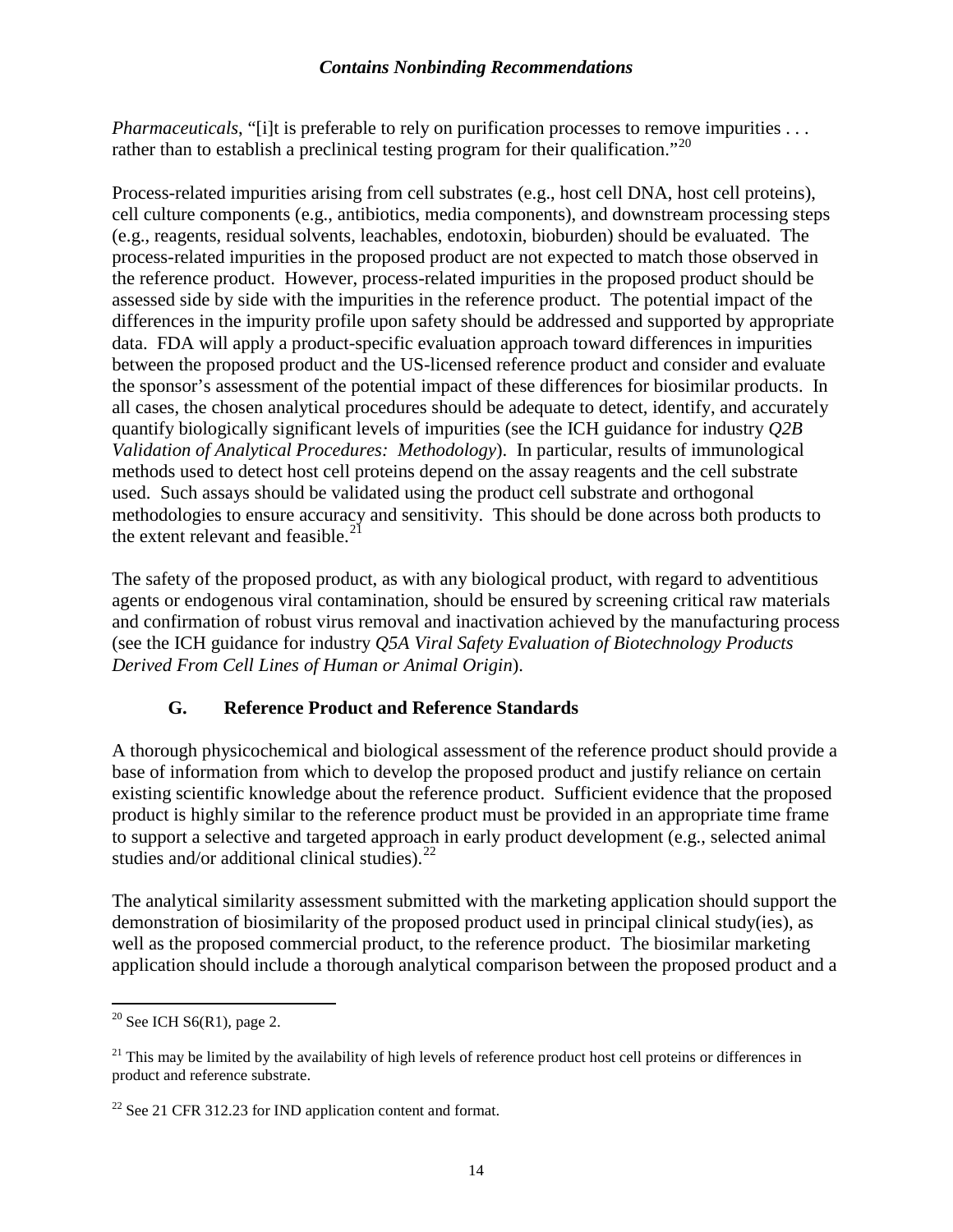*Pharmaceuticals*, "[i]t is preferable to rely on purification processes to remove impurities . . . rather than to establish a preclinical testing program for their qualification."[20]

Process-related impurities arising from cell substrates (e.g., host cell DNA, host cell proteins), cell culture components (e.g., antibiotics, media components), and downstream processing steps (e.g., reagents, residual solvents, leachables, endotoxin, bioburden) should be evaluated. The process-related impurities in the proposed product are not expected to match those observed in the reference product. However, process-related impurities in the proposed product should be assessed side by side with the impurities in the reference product. The potential impact of the differences in the impurity profile upon safety should be addressed and supported by appropriate data. FDA will apply a product-specific evaluation approach toward differences in impurities between the proposed product and the US-licensed reference product and consider and evaluate the sponsor's assessment of the potential impact of these differences for biosimilar products. In all cases, the chosen analytical procedures should be adequate to detect, identify, and accurately quantify biologically significant levels of impurities (see the ICH guidance for industry *Q2B Validation of Analytical Procedures: Methodology*). In particular, results of immunological methods used to detect host cell proteins depend on the assay reagents and the cell substrate used. Such assays should be validated using the product cell substrate and orthogonal methodologies to ensure accuracy and sensitivity. This should be done across both products to the extent relevant and feasible.[21]

The safety of the proposed product, as with any biological product, with regard to adventitious agents or endogenous viral contamination, should be ensured by screening critical raw materials and confirmation of robust virus removal and inactivation achieved by the manufacturing process (see the ICH guidance for industry *Q5A Viral Safety Evaluation of Biotechnology Products Derived From Cell Lines of Human or Animal Origin*).

### G. Reference Product and Reference Standards

A thorough physicochemical and biological assessment of the reference product should provide a base of information from which to develop the proposed product and justify reliance on certain existing scientific knowledge about the reference product. Sufficient evidence that the proposed product is highly similar to the reference product must be provided in an appropriate time frame to support a selective and targeted approach in early product development (e.g., selected animal studies and/or additional clinical studies).[22]

The analytical similarity assessment submitted with the marketing application should support the demonstration of biosimilarity of the proposed product used in principal clinical study(ies), as well as the proposed commercial product, to the reference product. The biosimilar marketing application should include a thorough analytical comparison between the proposed product and a

---

[20] See ICH S6(R1), page 2.

[21] This may be limited by the availability of high levels of reference product host cell proteins or differences in product and reference substrate.

[22] See 21 CFR 312.23 for IND application content and format.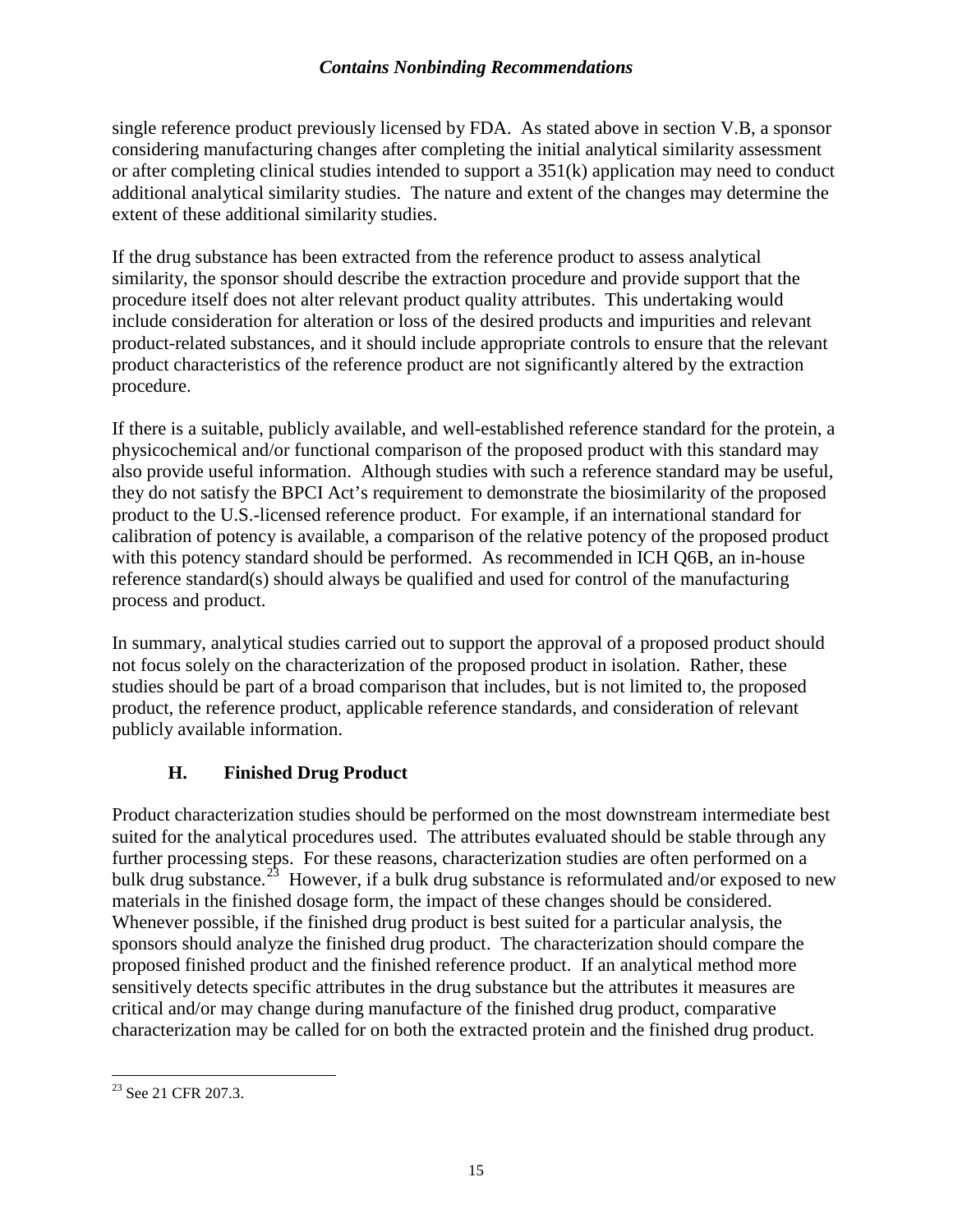single reference product previously licensed by FDA. As stated above in section V.B, a sponsor considering manufacturing changes after completing the initial analytical similarity assessment or after completing clinical studies intended to support a 351(k) application may need to conduct additional analytical similarity studies. The nature and extent of the changes may determine the extent of these additional similarity studies.

If the drug substance has been extracted from the reference product to assess analytical similarity, the sponsor should describe the extraction procedure and provide support that the procedure itself does not alter relevant product quality attributes. This undertaking would include consideration for alteration or loss of the desired products and impurities and relevant product-related substances, and it should include appropriate controls to ensure that the relevant product characteristics of the reference product are not significantly altered by the extraction procedure.

If there is a suitable, publicly available, and well-established reference standard for the protein, a physicochemical and/or functional comparison of the proposed product with this standard may also provide useful information. Although studies with such a reference standard may be useful, they do not satisfy the BPCI Act's requirement to demonstrate the biosimilarity of the proposed product to the U.S.-licensed reference product. For example, if an international standard for calibration of potency is available, a comparison of the relative potency of the proposed product with this potency standard should be performed. As recommended in ICH Q6B, an in-house reference standard(s) should always be qualified and used for control of the manufacturing process and product.

In summary, analytical studies carried out to support the approval of a proposed product should not focus solely on the characterization of the proposed product in isolation. Rather, these studies should be part of a broad comparison that includes, but is not limited to, the proposed product, the reference product, applicable reference standards, and consideration of relevant publicly available information.

### H. Finished Drug Product

Product characterization studies should be performed on the most downstream intermediate best suited for the analytical procedures used. The attributes evaluated should be stable through any further processing steps. For these reasons, characterization studies are often performed on a bulk drug substance.[23] However, if a bulk drug substance is reformulated and/or exposed to new materials in the finished dosage form, the impact of these changes should be considered. Whenever possible, if the finished drug product is best suited for a particular analysis, the sponsors should analyze the finished drug product. The characterization should compare the proposed finished product and the finished reference product. If an analytical method more sensitively detects specific attributes in the drug substance but the attributes it measures are critical and/or may change during manufacture of the finished drug product, comparative characterization may be called for on both the extracted protein and the finished drug product.

---

[23] See 21 CFR 207.3.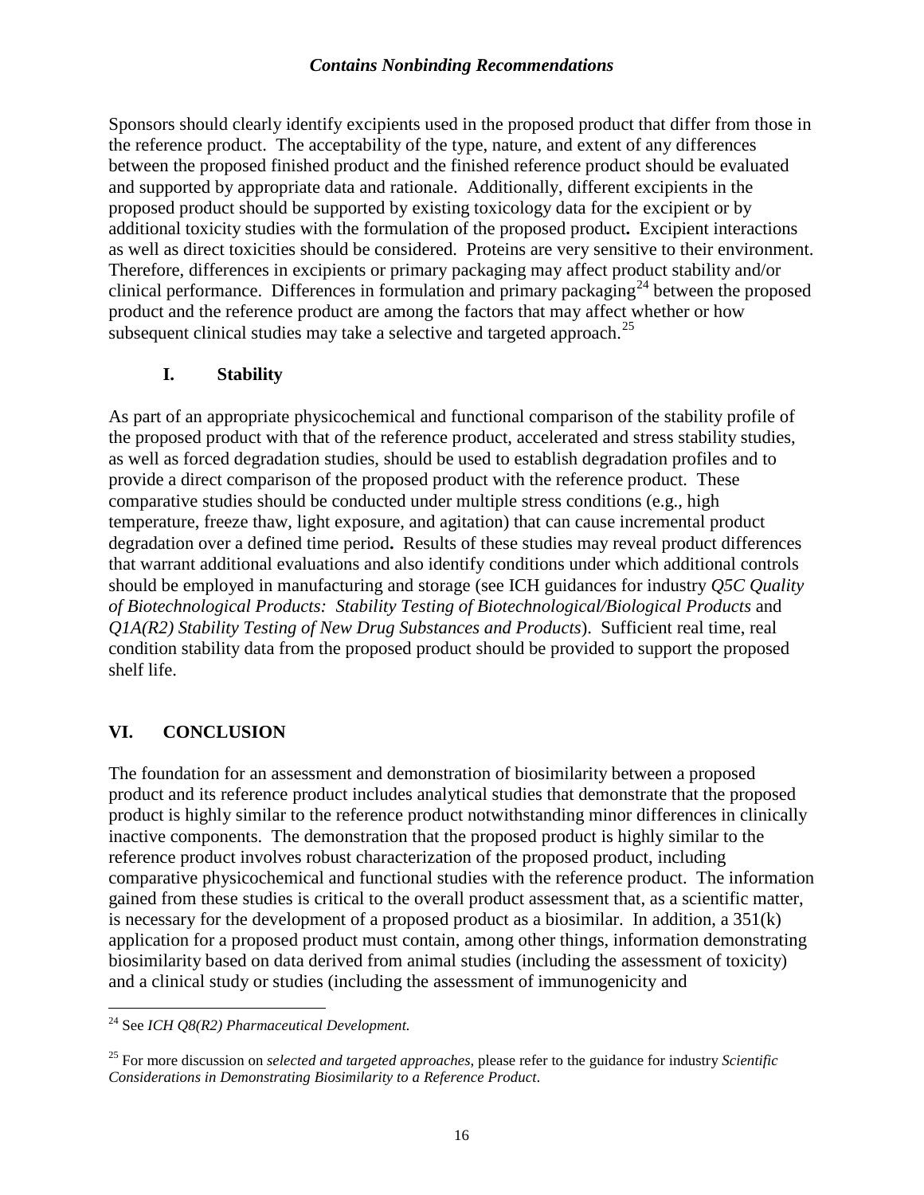Sponsors should clearly identify excipients used in the proposed product that differ from those in the reference product. The acceptability of the type, nature, and extent of any differences between the proposed finished product and the finished reference product should be evaluated and supported by appropriate data and rationale. Additionally, different excipients in the proposed product should be supported by existing toxicology data for the excipient or by additional toxicity studies with the formulation of the proposed product**.** Excipient interactions as well as direct toxicities should be considered. Proteins are very sensitive to their environment. Therefore, differences in excipients or primary packaging may affect product stability and/or clinical performance. Differences in formulation and primary packaging[24] between the proposed product and the reference product are among the factors that may affect whether or how subsequent clinical studies may take a selective and targeted approach.[25]

### I. Stability

As part of an appropriate physicochemical and functional comparison of the stability profile of the proposed product with that of the reference product, accelerated and stress stability studies, as well as forced degradation studies, should be used to establish degradation profiles and to provide a direct comparison of the proposed product with the reference product. These comparative studies should be conducted under multiple stress conditions (e.g., high temperature, freeze thaw, light exposure, and agitation) that can cause incremental product degradation over a defined time period**.** Results of these studies may reveal product differences that warrant additional evaluations and also identify conditions under which additional controls should be employed in manufacturing and storage (see ICH guidances for industry *Q5C Quality of Biotechnological Products: Stability Testing of Biotechnological/Biological Products* and *Q1A(R2) Stability Testing of New Drug Substances and Products*). Sufficient real time, real condition stability data from the proposed product should be provided to support the proposed shelf life.

## VI. CONCLUSION

The foundation for an assessment and demonstration of biosimilarity between a proposed product and its reference product includes analytical studies that demonstrate that the proposed product is highly similar to the reference product notwithstanding minor differences in clinically inactive components. The demonstration that the proposed product is highly similar to the reference product involves robust characterization of the proposed product, including comparative physicochemical and functional studies with the reference product. The information gained from these studies is critical to the overall product assessment that, as a scientific matter, is necessary for the development of a proposed product as a biosimilar. In addition, a 351(k) application for a proposed product must contain, among other things, information demonstrating biosimilarity based on data derived from animal studies (including the assessment of toxicity) and a clinical study or studies (including the assessment of immunogenicity and

---

[24] See *ICH Q8(R2) Pharmaceutical Development.*

[25] For more discussion on *selected and targeted approaches*, please refer to the guidance for industry *Scientific Considerations in Demonstrating Biosimilarity to a Reference Product*.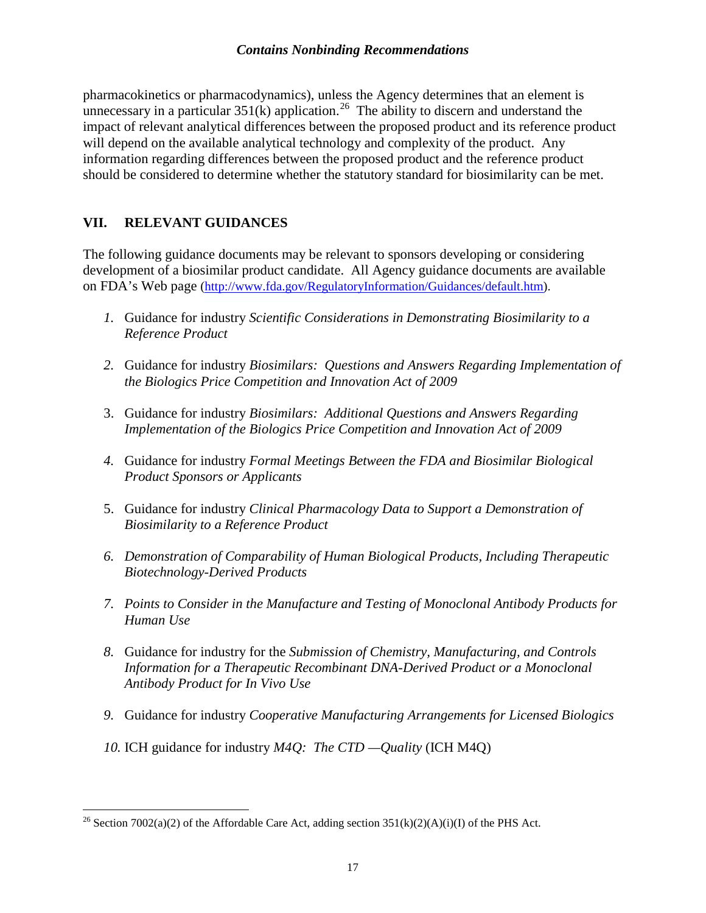pharmacokinetics or pharmacodynamics), unless the Agency determines that an element is unnecessary in a particular 351(k) application.[26] The ability to discern and understand the impact of relevant analytical differences between the proposed product and its reference product will depend on the available analytical technology and complexity of the product. Any information regarding differences between the proposed product and the reference product should be considered to determine whether the statutory standard for biosimilarity can be met.

## VII. RELEVANT GUIDANCES

The following guidance documents may be relevant to sponsors developing or considering development of a biosimilar product candidate. All Agency guidance documents are available on FDA's Web page (http://www.fda.gov/RegulatoryInformation/Guidances/default.htm).

1. Guidance for industry *Scientific Considerations in Demonstrating Biosimilarity to a Reference Product*
2. Guidance for industry *Biosimilars: Questions and Answers Regarding Implementation of the Biologics Price Competition and Innovation Act of 2009*
3. Guidance for industry *Biosimilars: Additional Questions and Answers Regarding Implementation of the Biologics Price Competition and Innovation Act of 2009*
4. Guidance for industry *Formal Meetings Between the FDA and Biosimilar Biological Product Sponsors or Applicants*
5. Guidance for industry *Clinical Pharmacology Data to Support a Demonstration of Biosimilarity to a Reference Product*
6. *Demonstration of Comparability of Human Biological Products, Including Therapeutic Biotechnology-Derived Products*
7. *Points to Consider in the Manufacture and Testing of Monoclonal Antibody Products for Human Use*
8. Guidance for industry for the *Submission of Chemistry, Manufacturing, and Controls Information for a Therapeutic Recombinant DNA-Derived Product or a Monoclonal Antibody Product for In Vivo Use*
9. Guidance for industry *Cooperative Manufacturing Arrangements for Licensed Biologics*
10. ICH guidance for industry *M4Q: The CTD —Quality* (ICH M4Q)

---

[26] Section 7002(a)(2) of the Affordable Care Act, adding section 351(k)(2)(A)(i)(I) of the PHS Act.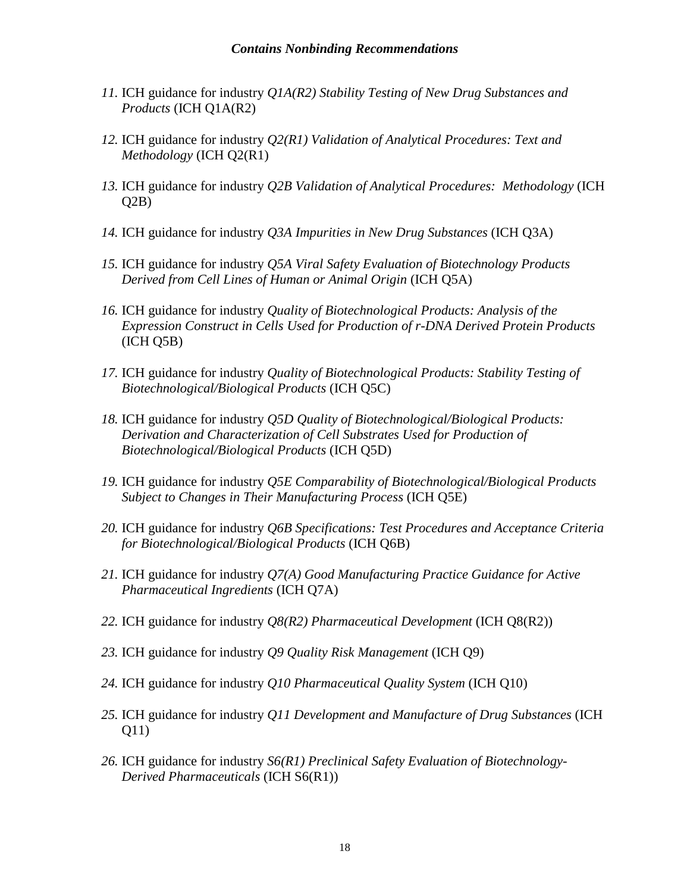11. ICH guidance for industry *Q1A(R2) Stability Testing of New Drug Substances and Products* (ICH Q1A(R2)
12. ICH guidance for industry *Q2(R1) Validation of Analytical Procedures: Text and Methodology* (ICH Q2(R1)
13. ICH guidance for industry *Q2B Validation of Analytical Procedures: Methodology* (ICH Q2B)
14. ICH guidance for industry *Q3A Impurities in New Drug Substances* (ICH Q3A)
15. ICH guidance for industry *Q5A Viral Safety Evaluation of Biotechnology Products Derived from Cell Lines of Human or Animal Origin* (ICH Q5A)
16. ICH guidance for industry *Quality of Biotechnological Products: Analysis of the Expression Construct in Cells Used for Production of r-DNA Derived Protein Products* (ICH Q5B)
17. ICH guidance for industry *Quality of Biotechnological Products: Stability Testing of Biotechnological/Biological Products* (ICH Q5C)
18. ICH guidance for industry *Q5D Quality of Biotechnological/Biological Products: Derivation and Characterization of Cell Substrates Used for Production of Biotechnological/Biological Products* (ICH Q5D)
19. ICH guidance for industry *Q5E Comparability of Biotechnological/Biological Products Subject to Changes in Their Manufacturing Process* (ICH Q5E)
20. ICH guidance for industry *Q6B Specifications: Test Procedures and Acceptance Criteria for Biotechnological/Biological Products* (ICH Q6B)
21. ICH guidance for industry *Q7(A) Good Manufacturing Practice Guidance for Active Pharmaceutical Ingredients* (ICH Q7A)
22. ICH guidance for industry *Q8(R2) Pharmaceutical Development* (ICH Q8(R2))
23. ICH guidance for industry *Q9 Quality Risk Management* (ICH Q9)
24. ICH guidance for industry *Q10 Pharmaceutical Quality System* (ICH Q10)
25. ICH guidance for industry *Q11 Development and Manufacture of Drug Substances* (ICH Q11)
26. ICH guidance for industry *S6(R1) Preclinical Safety Evaluation of Biotechnology-Derived Pharmaceuticals* (ICH S6(R1))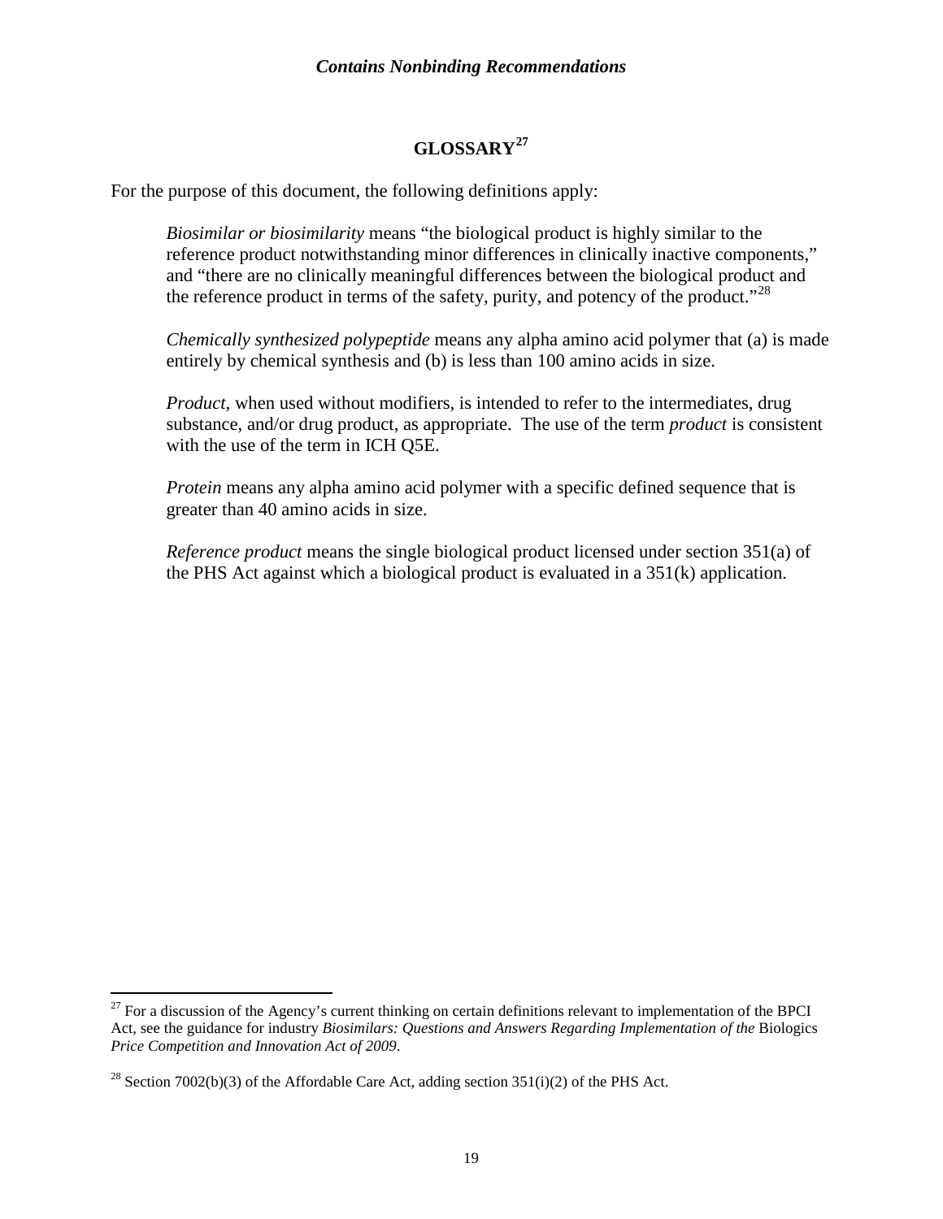## GLOSSARY[27]

For the purpose of this document, the following definitions apply:

*Biosimilar or biosimilarity* means "the biological product is highly similar to the reference product notwithstanding minor differences in clinically inactive components," and "there are no clinically meaningful differences between the biological product and the reference product in terms of the safety, purity, and potency of the product."[28]

*Chemically synthesized polypeptide* means any alpha amino acid polymer that (a) is made entirely by chemical synthesis and (b) is less than 100 amino acids in size.

*Product*, when used without modifiers, is intended to refer to the intermediates, drug substance, and/or drug product, as appropriate. The use of the term *product* is consistent with the use of the term in ICH Q5E.

*Protein* means any alpha amino acid polymer with a specific defined sequence that is greater than 40 amino acids in size.

*Reference product* means the single biological product licensed under section 351(a) of the PHS Act against which a biological product is evaluated in a 351(k) application.

---

[27] For a discussion of the Agency's current thinking on certain definitions relevant to implementation of the BPCI Act, see the guidance for industry *Biosimilars: Questions and Answers Regarding Implementation of the* Biologics *Price Competition and Innovation Act of 2009*.

[28] Section 7002(b)(3) of the Affordable Care Act, adding section 351(i)(2) of the PHS Act.